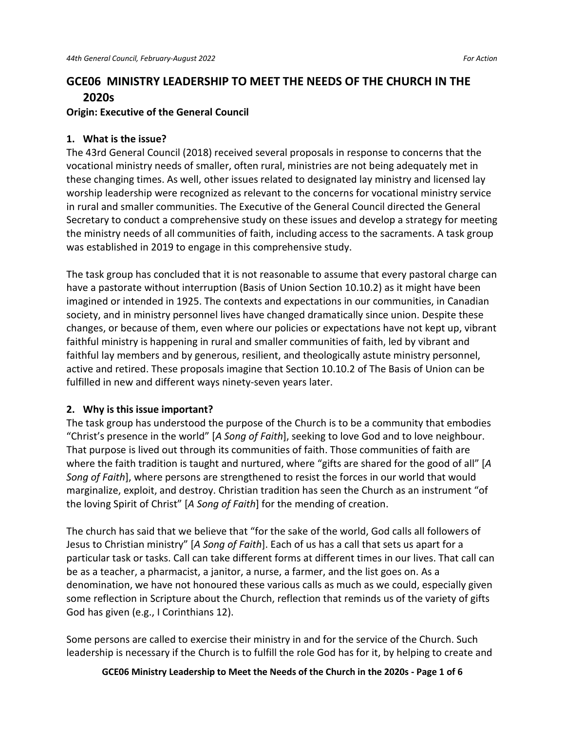# GCE06 MINISTRY LEADERSHIP TO MEET THE NEEDS OF THE CHURCH IN THE 2020s

**Origin: Executive of the General Council**

## 1. What is the issue?

The 43rd General Council (2018) received several proposals in response to concerns that the vocational ministry needs of smaller, often rural, ministries are not being adequately met in these changing times. As well, other issues related to designated lay ministry and licensed lay worship leadership were recognized as relevant to the concerns for vocational ministry service in rural and smaller communities. The Executive of the General Council directed the General Secretary to conduct a comprehensive study on these issues and develop a strategy for meeting the ministry needs of all communities of faith, including access to the sacraments. A task group was established in 2019 to engage in this comprehensive study.

The task group has concluded that it is not reasonable to assume that every pastoral charge can have a pastorate without interruption (Basis of Union Section 10.10.2) as it might have been imagined or intended in 1925. The contexts and expectations in our communities, in Canadian society, and in ministry personnel lives have changed dramatically since union. Despite these changes, or because of them, even where our policies or expectations have not kept up, vibrant faithful ministry is happening in rural and smaller communities of faith, led by vibrant and faithful lay members and by generous, resilient, and theologically astute ministry personnel, active and retired. These proposals imagine that Section 10.10.2 of The Basis of Union can be fulfilled in new and different ways ninety-seven years later.

## 2. Why is this issue important?

The task group has understood the purpose of the Church is to be a community that embodies "Christ's presence in the world" [*A Song of Faith*], seeking to love God and to love neighbour. That purpose is lived out through its communities of faith. Those communities of faith are where the faith tradition is taught and nurtured, where "gifts are shared for the good of all" [*A Song of Faith*], where persons are strengthened to resist the forces in our world that would marginalize, exploit, and destroy. Christian tradition has seen the Church as an instrument "of the loving Spirit of Christ" [*A Song of Faith*] for the mending of creation.

The church has said that we believe that "for the sake of the world, God calls all followers of Jesus to Christian ministry" [*A Song of Faith*]. Each of us has a call that sets us apart for a particular task or tasks. Call can take different forms at different times in our lives. That call can be as a teacher, a pharmacist, a janitor, a nurse, a farmer, and the list goes on. As a denomination, we have not honoured these various calls as much as we could, especially given some reflection in Scripture about the Church, reflection that reminds us of the variety of gifts God has given (e.g., I Corinthians 12).

Some persons are called to exercise their ministry in and for the service of the Church. Such leadership is necessary if the Church is to fulfill the role God has for it, by helping to create and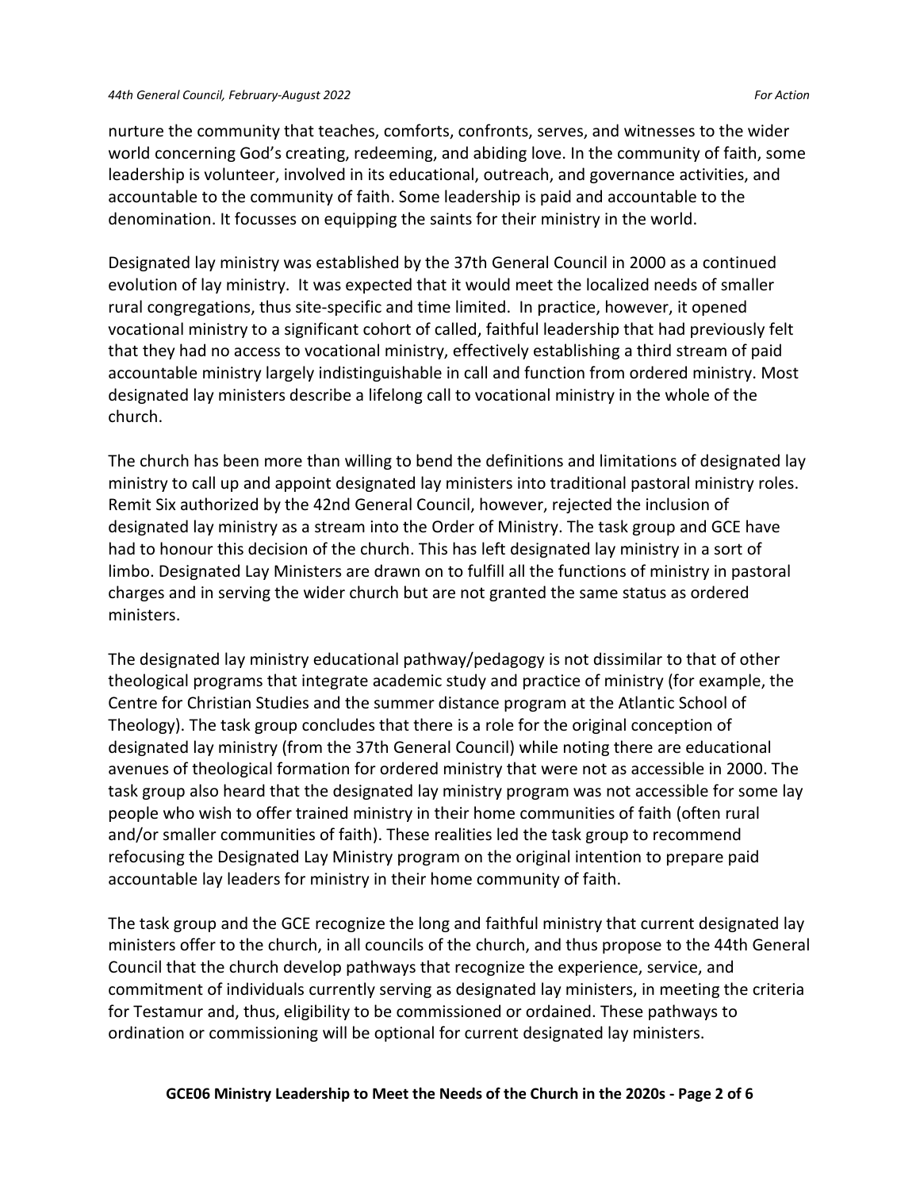nurture the community that teaches, comforts, confronts, serves, and witnesses to the wider world concerning God's creating, redeeming, and abiding love. In the community of faith, some leadership is volunteer, involved in its educational, outreach, and governance activities, and accountable to the community of faith. Some leadership is paid and accountable to the denomination. It focusses on equipping the saints for their ministry in the world.

Designated lay ministry was established by the 37th General Council in 2000 as a continued evolution of lay ministry. It was expected that it would meet the localized needs of smaller rural congregations, thus site-specific and time limited. In practice, however, it opened vocational ministry to a significant cohort of called, faithful leadership that had previously felt that they had no access to vocational ministry, effectively establishing a third stream of paid accountable ministry largely indistinguishable in call and function from ordered ministry. Most designated lay ministers describe a lifelong call to vocational ministry in the whole of the church.

The church has been more than willing to bend the definitions and limitations of designated lay ministry to call up and appoint designated lay ministers into traditional pastoral ministry roles. Remit Six authorized by the 42nd General Council, however, rejected the inclusion of designated lay ministry as a stream into the Order of Ministry. The task group and GCE have had to honour this decision of the church. This has left designated lay ministry in a sort of limbo. Designated Lay Ministers are drawn on to fulfill all the functions of ministry in pastoral charges and in serving the wider church but are not granted the same status as ordered ministers.

The designated lay ministry educational pathway/pedagogy is not dissimilar to that of other theological programs that integrate academic study and practice of ministry (for example, the Centre for Christian Studies and the summer distance program at the Atlantic School of Theology). The task group concludes that there is a role for the original conception of designated lay ministry (from the 37th General Council) while noting there are educational avenues of theological formation for ordered ministry that were not as accessible in 2000. The task group also heard that the designated lay ministry program was not accessible for some lay people who wish to offer trained ministry in their home communities of faith (often rural and/or smaller communities of faith). These realities led the task group to recommend refocusing the Designated Lay Ministry program on the original intention to prepare paid accountable lay leaders for ministry in their home community of faith.

The task group and the GCE recognize the long and faithful ministry that current designated lay ministers offer to the church, in all councils of the church, and thus propose to the 44th General Council that the church develop pathways that recognize the experience, service, and commitment of individuals currently serving as designated lay ministers, in meeting the criteria for Testamur and, thus, eligibility to be commissioned or ordained. These pathways to ordination or commissioning will be optional for current designated lay ministers.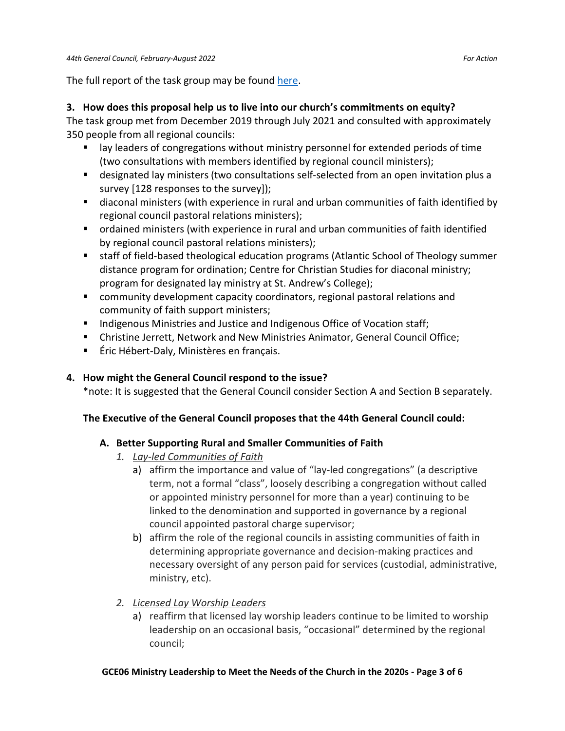The full report of the task group may be found here.

### 3. How does this proposal help us to live into our church's commitments on equity?

The task group met from December 2019 through July 2021 and consulted with approximately 350 people from all regional councils:

- lay leaders of congregations without ministry personnel for extended periods of time (two consultations with members identified by regional council ministers);
- designated lay ministers (two consultations self-selected from an open invitation plus a survey [128 responses to the survey]);
- diaconal ministers (with experience in rural and urban communities of faith identified by regional council pastoral relations ministers);
- ordained ministers (with experience in rural and urban communities of faith identified by regional council pastoral relations ministers);
- staff of field-based theological education programs (Atlantic School of Theology summer distance program for ordination; Centre for Christian Studies for diaconal ministry; program for designated lay ministry at St. Andrew's College);
- community development capacity coordinators, regional pastoral relations and community of faith support ministers;
- Indigenous Ministries and Justice and Indigenous Office of Vocation staff;
- Christine Jerrett, Network and New Ministries Animator, General Council Office;
- Éric Hébert-Daly, Ministères en français.

### 4. How might the General Council respond to the issue?

*note: It is suggested that the General Council consider Section A and Section B separately.

**The Executive of the General Council proposes that the 44th General Council could:**

#### A. Better Supporting Rural and Smaller Communities of Faith

1. *Lay-led Communities of Faith*
   a) affirm the importance and value of "lay-led congregations" (a descriptive term, not a formal "class", loosely describing a congregation without called or appointed ministry personnel for more than a year) continuing to be linked to the denomination and supported in governance by a regional council appointed pastoral charge supervisor;
   b) affirm the role of the regional councils in assisting communities of faith in determining appropriate governance and decision-making practices and necessary oversight of any person paid for services (custodial, administrative, ministry, etc).

2. *Licensed Lay Worship Leaders*
   a) reaffirm that licensed lay worship leaders continue to be limited to worship leadership on an occasional basis, "occasional" determined by the regional council;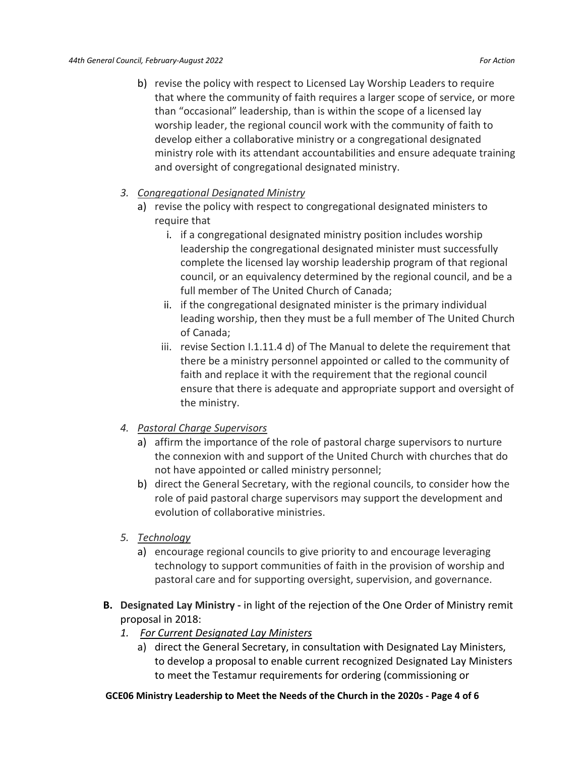b) revise the policy with respect to Licensed Lay Worship Leaders to require that where the community of faith requires a larger scope of service, or more than "occasional" leadership, than is within the scope of a licensed lay worship leader, the regional council work with the community of faith to develop either a collaborative ministry or a congregational designated ministry role with its attendant accountabilities and ensure adequate training and oversight of congregational designated ministry.

3. *Congregational Designated Ministry*
   a) revise the policy with respect to congregational designated ministers to require that
      i. if a congregational designated ministry position includes worship leadership the congregational designated minister must successfully complete the licensed lay worship leadership program of that regional council, or an equivalency determined by the regional council, and be a full member of The United Church of Canada;
      ii. if the congregational designated minister is the primary individual leading worship, then they must be a full member of The United Church of Canada;
      iii. revise Section I.1.11.4 d) of The Manual to delete the requirement that there be a ministry personnel appointed or called to the community of faith and replace it with the requirement that the regional council ensure that there is adequate and appropriate support and oversight of the ministry.

4. *Pastoral Charge Supervisors*
   a) affirm the importance of the role of pastoral charge supervisors to nurture the connexion with and support of the United Church with churches that do not have appointed or called ministry personnel;
   b) direct the General Secretary, with the regional councils, to consider how the role of paid pastoral charge supervisors may support the development and evolution of collaborative ministries.

5. *Technology*
   a) encourage regional councils to give priority to and encourage leveraging technology to support communities of faith in the provision of worship and pastoral care and for supporting oversight, supervision, and governance.

**B. Designated Lay Ministry -** in light of the rejection of the One Order of Ministry remit proposal in 2018:

1. *For Current Designated Lay Ministers*
   a) direct the General Secretary, in consultation with Designated Lay Ministers, to develop a proposal to enable current recognized Designated Lay Ministers to meet the Testamur requirements for ordering (commissioning or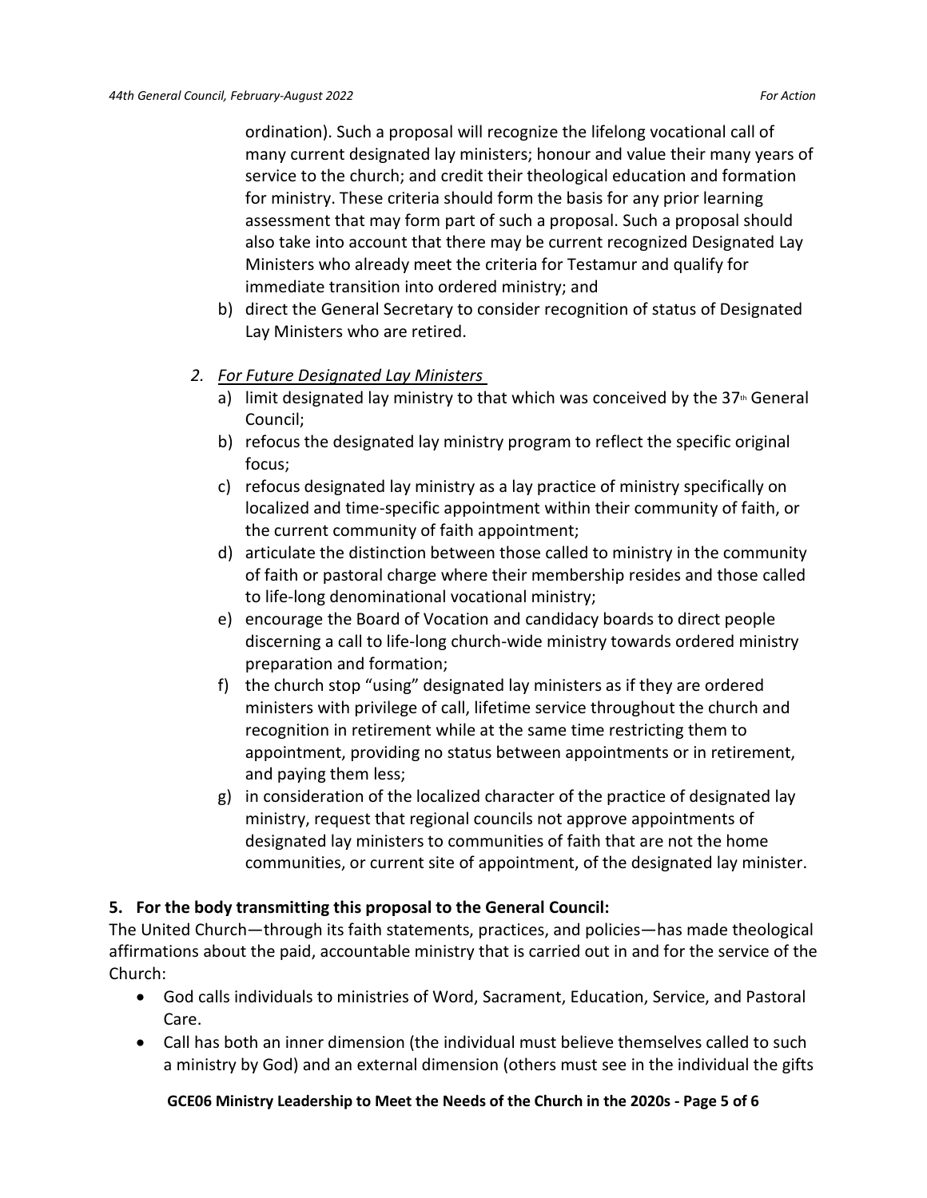ordination). Such a proposal will recognize the lifelong vocational call of many current designated lay ministers; honour and value their many years of service to the church; and credit their theological education and formation for ministry. These criteria should form the basis for any prior learning assessment that may form part of such a proposal. Such a proposal should also take into account that there may be current recognized Designated Lay Ministers who already meet the criteria for Testamur and qualify for immediate transition into ordered ministry; and

b) direct the General Secretary to consider recognition of status of Designated Lay Ministers who are retired.

2. *For Future Designated Lay Ministers*
   a) limit designated lay ministry to that which was conceived by the 37th General Council;
   b) refocus the designated lay ministry program to reflect the specific original focus;
   c) refocus designated lay ministry as a lay practice of ministry specifically on localized and time-specific appointment within their community of faith, or the current community of faith appointment;
   d) articulate the distinction between those called to ministry in the community of faith or pastoral charge where their membership resides and those called to life-long denominational vocational ministry;
   e) encourage the Board of Vocation and candidacy boards to direct people discerning a call to life-long church-wide ministry towards ordered ministry preparation and formation;
   f) the church stop "using" designated lay ministers as if they are ordered ministers with privilege of call, lifetime service throughout the church and recognition in retirement while at the same time restricting them to appointment, providing no status between appointments or in retirement, and paying them less;
   g) in consideration of the localized character of the practice of designated lay ministry, request that regional councils not approve appointments of designated lay ministers to communities of faith that are not the home communities, or current site of appointment, of the designated lay minister.

## 5. For the body transmitting this proposal to the General Council:

The United Church—through its faith statements, practices, and policies—has made theological affirmations about the paid, accountable ministry that is carried out in and for the service of the Church:

- God calls individuals to ministries of Word, Sacrament, Education, Service, and Pastoral Care.
- Call has both an inner dimension (the individual must believe themselves called to such a ministry by God) and an external dimension (others must see in the individual the gifts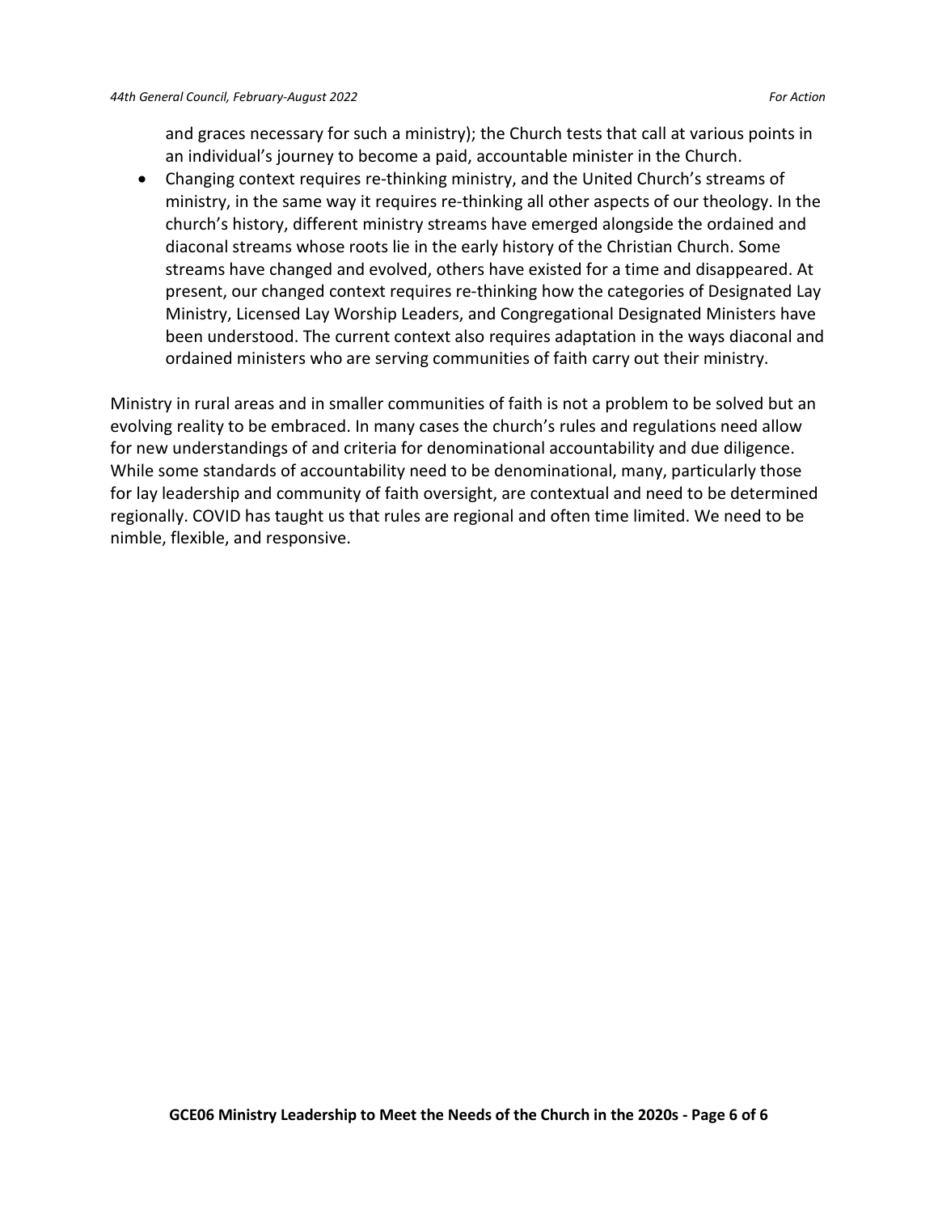and graces necessary for such a ministry); the Church tests that call at various points in an individual's journey to become a paid, accountable minister in the Church.

- Changing context requires re-thinking ministry, and the United Church's streams of ministry, in the same way it requires re-thinking all other aspects of our theology. In the church's history, different ministry streams have emerged alongside the ordained and diaconal streams whose roots lie in the early history of the Christian Church. Some streams have changed and evolved, others have existed for a time and disappeared. At present, our changed context requires re-thinking how the categories of Designated Lay Ministry, Licensed Lay Worship Leaders, and Congregational Designated Ministers have been understood. The current context also requires adaptation in the ways diaconal and ordained ministers who are serving communities of faith carry out their ministry.

Ministry in rural areas and in smaller communities of faith is not a problem to be solved but an evolving reality to be embraced. In many cases the church's rules and regulations need allow for new understandings of and criteria for denominational accountability and due diligence. While some standards of accountability need to be denominational, many, particularly those for lay leadership and community of faith oversight, are contextual and need to be determined regionally. COVID has taught us that rules are regional and often time limited. We need to be nimble, flexible, and responsive.